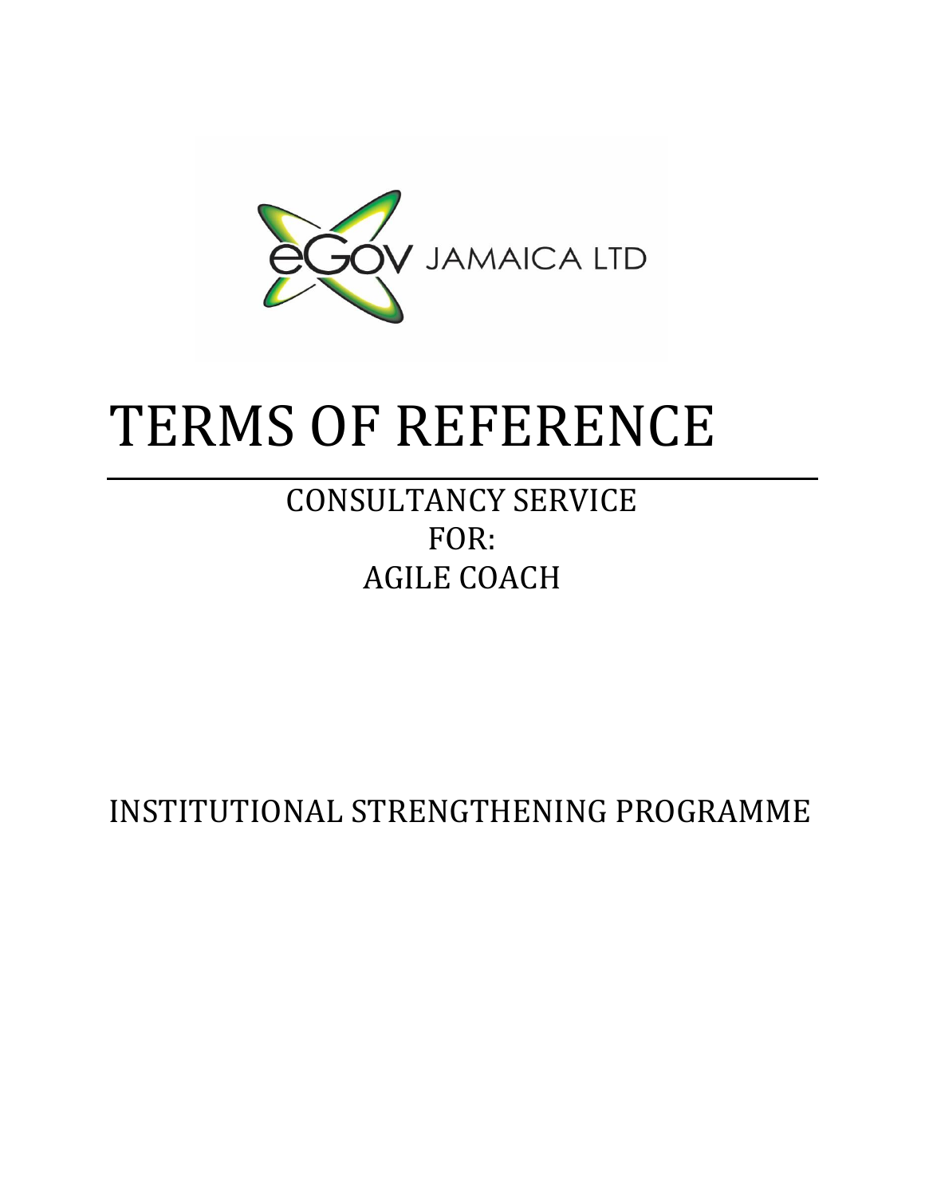eGOV JAMAICA LTD

# TERMS OF REFERENCE

## CONSULTANCY SERVICE FOR: AGILE COACH

## INSTITUTIONAL STRENGTHENING PROGRAMME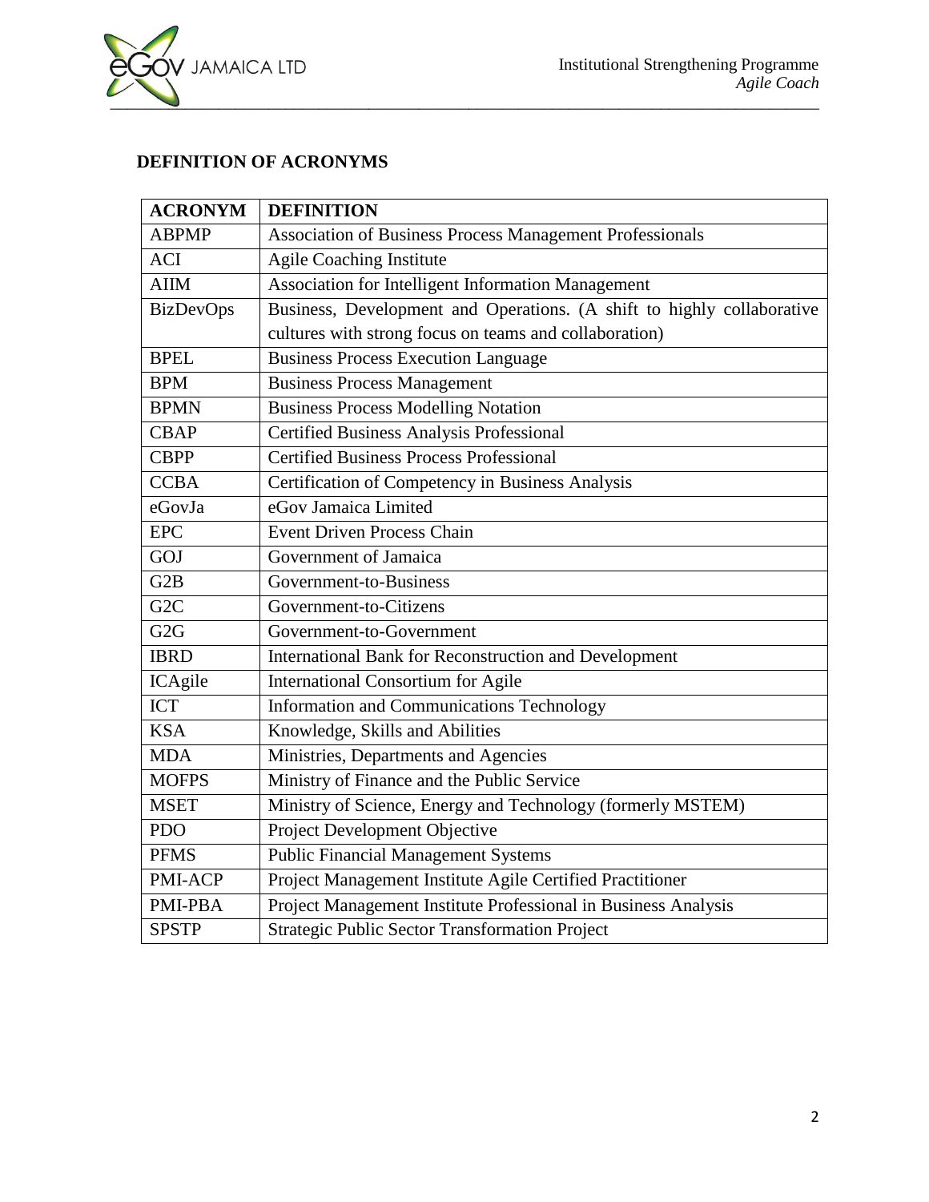## DEFINITION OF ACRONYMS

| ACRONYM | DEFINITION |
| --- | --- |
| ABPMP | Association of Business Process Management Professionals |
| ACI | Agile Coaching Institute |
| AIIM | Association for Intelligent Information Management |
| BizDevOps | Business, Development and Operations. (A shift to highly collaborative cultures with strong focus on teams and collaboration) |
| BPEL | Business Process Execution Language |
| BPM | Business Process Management |
| BPMN | Business Process Modelling Notation |
| CBAP | Certified Business Analysis Professional |
| CBPP | Certified Business Process Professional |
| CCBA | Certification of Competency in Business Analysis |
| eGovJa | eGov Jamaica Limited |
| EPC | Event Driven Process Chain |
| GOJ | Government of Jamaica |
| G2B | Government-to-Business |
| G2C | Government-to-Citizens |
| G2G | Government-to-Government |
| IBRD | International Bank for Reconstruction and Development |
| ICAgile | International Consortium for Agile |
| ICT | Information and Communications Technology |
| KSA | Knowledge, Skills and Abilities |
| MDA | Ministries, Departments and Agencies |
| MOFPS | Ministry of Finance and the Public Service |
| MSET | Ministry of Science, Energy and Technology (formerly MSTEM) |
| PDO | Project Development Objective |
| PFMS | Public Financial Management Systems |
| PMI-ACP | Project Management Institute Agile Certified Practitioner |
| PMI-PBA | Project Management Institute Professional in Business Analysis |
| SPSTP | Strategic Public Sector Transformation Project |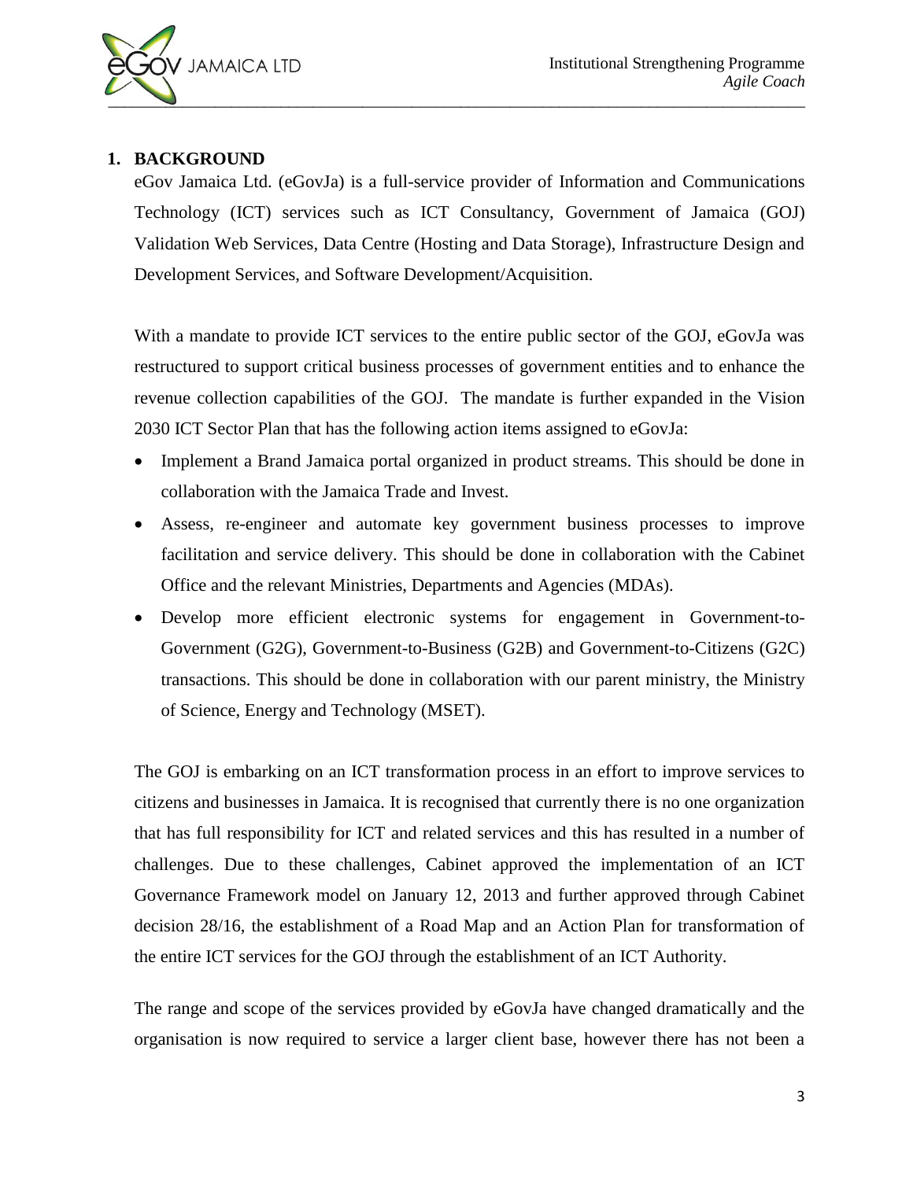## 1. BACKGROUND

eGov Jamaica Ltd. (eGovJa) is a full-service provider of Information and Communications Technology (ICT) services such as ICT Consultancy, Government of Jamaica (GOJ) Validation Web Services, Data Centre (Hosting and Data Storage), Infrastructure Design and Development Services, and Software Development/Acquisition.

With a mandate to provide ICT services to the entire public sector of the GOJ, eGovJa was restructured to support critical business processes of government entities and to enhance the revenue collection capabilities of the GOJ. The mandate is further expanded in the Vision 2030 ICT Sector Plan that has the following action items assigned to eGovJa:

- Implement a Brand Jamaica portal organized in product streams. This should be done in collaboration with the Jamaica Trade and Invest.
- Assess, re-engineer and automate key government business processes to improve facilitation and service delivery. This should be done in collaboration with the Cabinet Office and the relevant Ministries, Departments and Agencies (MDAs).
- Develop more efficient electronic systems for engagement in Government-to-Government (G2G), Government-to-Business (G2B) and Government-to-Citizens (G2C) transactions. This should be done in collaboration with our parent ministry, the Ministry of Science, Energy and Technology (MSET).

The GOJ is embarking on an ICT transformation process in an effort to improve services to citizens and businesses in Jamaica. It is recognised that currently there is no one organization that has full responsibility for ICT and related services and this has resulted in a number of challenges. Due to these challenges, Cabinet approved the implementation of an ICT Governance Framework model on January 12, 2013 and further approved through Cabinet decision 28/16, the establishment of a Road Map and an Action Plan for transformation of the entire ICT services for the GOJ through the establishment of an ICT Authority.

The range and scope of the services provided by eGovJa have changed dramatically and the organisation is now required to service a larger client base, however there has not been a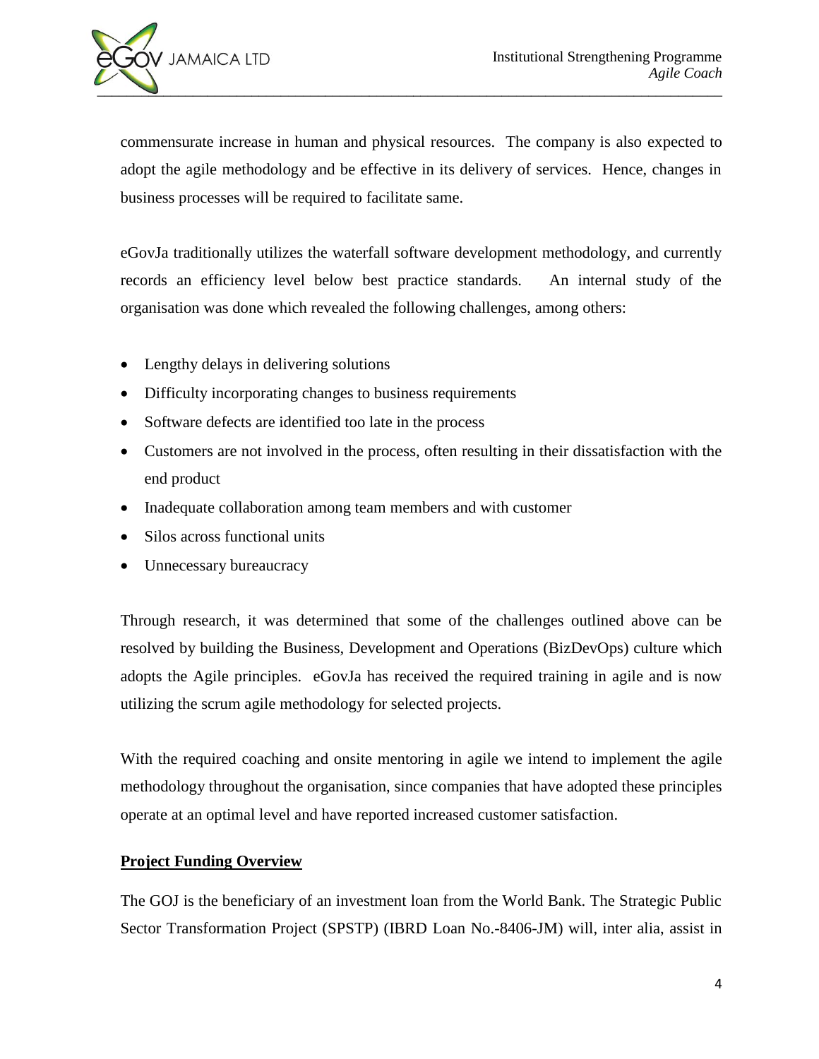commensurate increase in human and physical resources. The company is also expected to adopt the agile methodology and be effective in its delivery of services. Hence, changes in business processes will be required to facilitate same.

eGovJa traditionally utilizes the waterfall software development methodology, and currently records an efficiency level below best practice standards. An internal study of the organisation was done which revealed the following challenges, among others:

- Lengthy delays in delivering solutions
- Difficulty incorporating changes to business requirements
- Software defects are identified too late in the process
- Customers are not involved in the process, often resulting in their dissatisfaction with the end product
- Inadequate collaboration among team members and with customer
- Silos across functional units
- Unnecessary bureaucracy

Through research, it was determined that some of the challenges outlined above can be resolved by building the Business, Development and Operations (BizDevOps) culture which adopts the Agile principles. eGovJa has received the required training in agile and is now utilizing the scrum agile methodology for selected projects.

With the required coaching and onsite mentoring in agile we intend to implement the agile methodology throughout the organisation, since companies that have adopted these principles operate at an optimal level and have reported increased customer satisfaction.

**Project Funding Overview**

The GOJ is the beneficiary of an investment loan from the World Bank. The Strategic Public Sector Transformation Project (SPSTP) (IBRD Loan No.-8406-JM) will, inter alia, assist in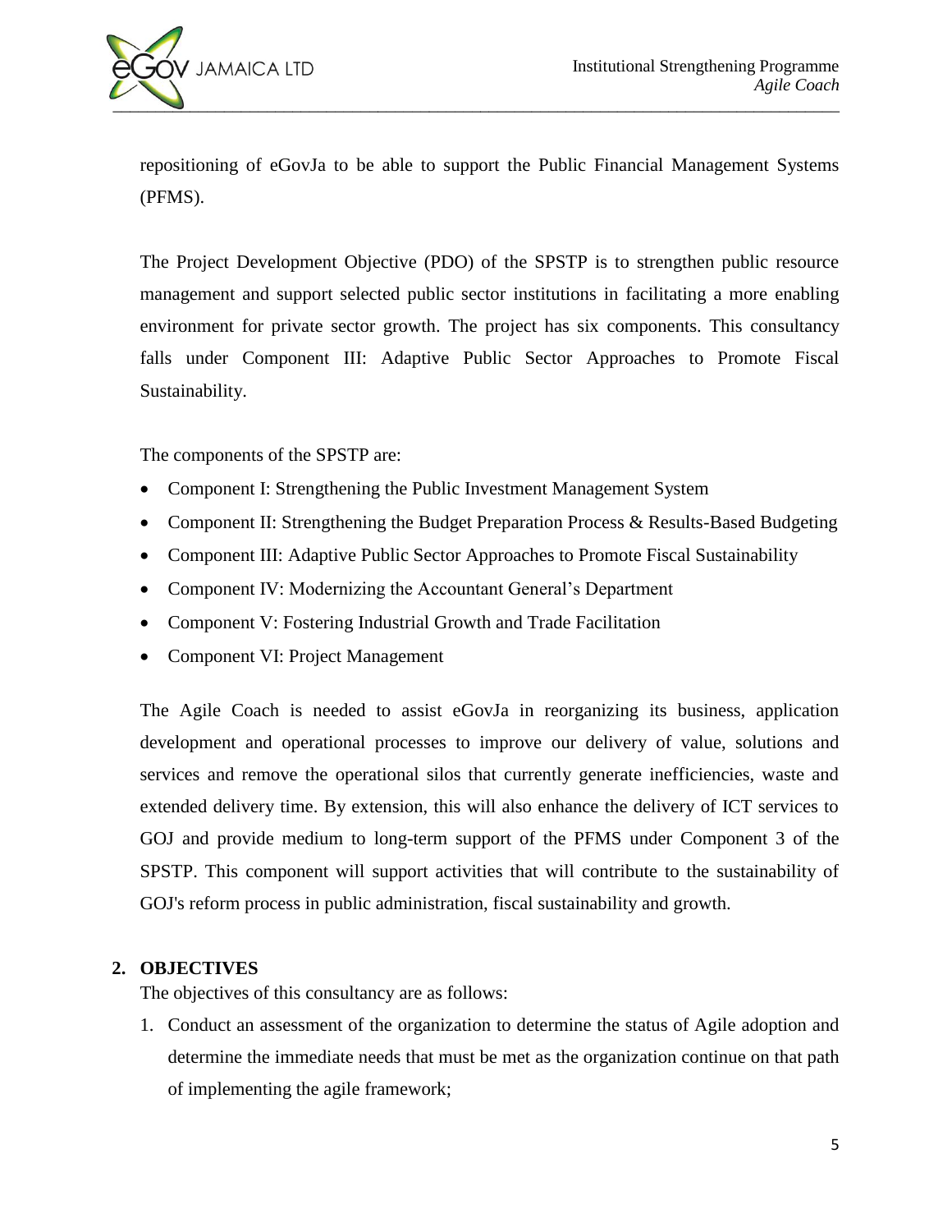repositioning of eGovJa to be able to support the Public Financial Management Systems (PFMS).

The Project Development Objective (PDO) of the SPSTP is to strengthen public resource management and support selected public sector institutions in facilitating a more enabling environment for private sector growth. The project has six components. This consultancy falls under Component III: Adaptive Public Sector Approaches to Promote Fiscal Sustainability.

The components of the SPSTP are:

- Component I: Strengthening the Public Investment Management System
- Component II: Strengthening the Budget Preparation Process & Results-Based Budgeting
- Component III: Adaptive Public Sector Approaches to Promote Fiscal Sustainability
- Component IV: Modernizing the Accountant General's Department
- Component V: Fostering Industrial Growth and Trade Facilitation
- Component VI: Project Management

The Agile Coach is needed to assist eGovJa in reorganizing its business, application development and operational processes to improve our delivery of value, solutions and services and remove the operational silos that currently generate inefficiencies, waste and extended delivery time. By extension, this will also enhance the delivery of ICT services to GOJ and provide medium to long-term support of the PFMS under Component 3 of the SPSTP. This component will support activities that will contribute to the sustainability of GOJ's reform process in public administration, fiscal sustainability and growth.

## 2. OBJECTIVES

The objectives of this consultancy are as follows:

1. Conduct an assessment of the organization to determine the status of Agile adoption and determine the immediate needs that must be met as the organization continue on that path of implementing the agile framework;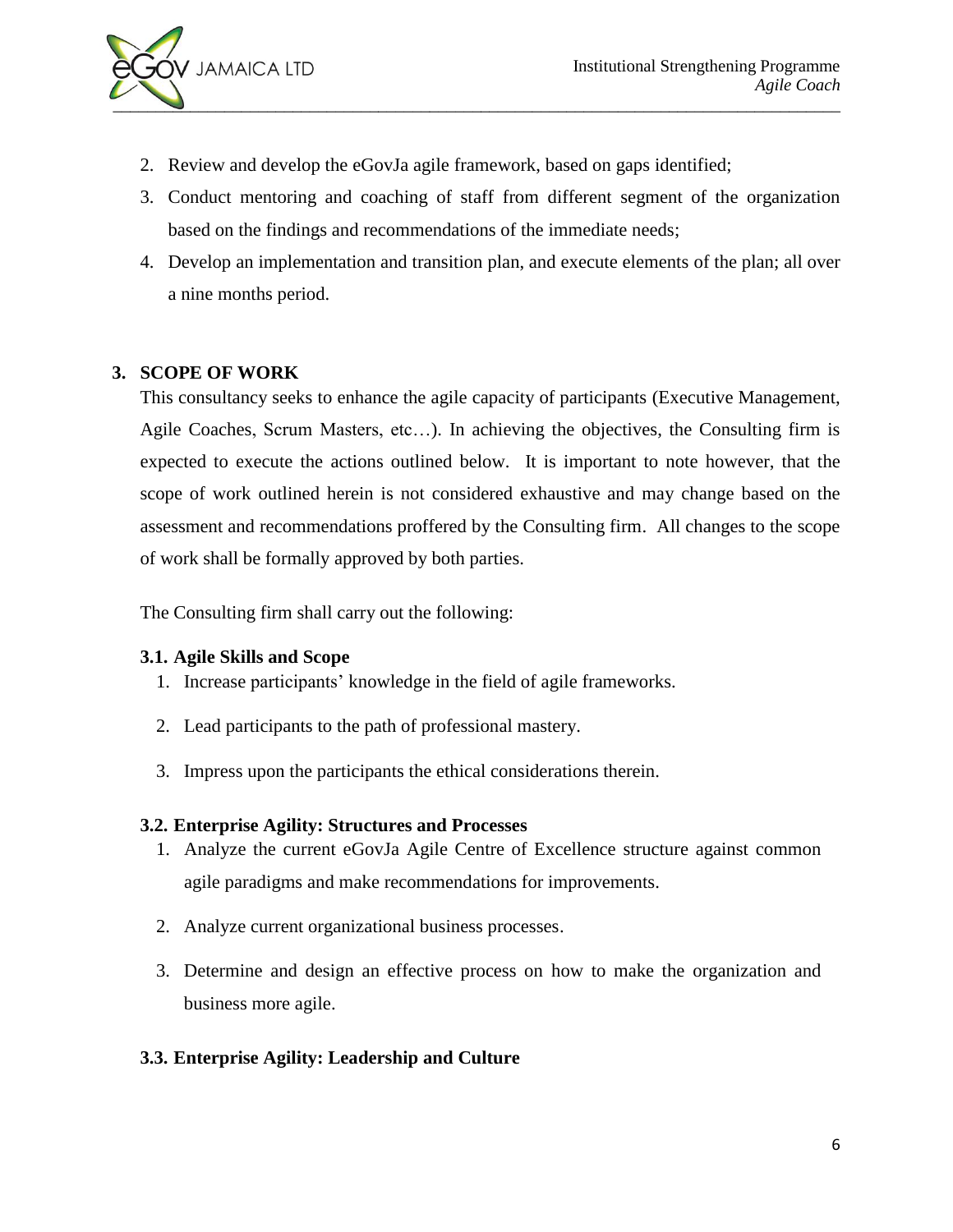2. Review and develop the eGovJa agile framework, based on gaps identified;
3. Conduct mentoring and coaching of staff from different segment of the organization based on the findings and recommendations of the immediate needs;
4. Develop an implementation and transition plan, and execute elements of the plan; all over a nine months period.

## 3. SCOPE OF WORK

This consultancy seeks to enhance the agile capacity of participants (Executive Management, Agile Coaches, Scrum Masters, etc…). In achieving the objectives, the Consulting firm is expected to execute the actions outlined below. It is important to note however, that the scope of work outlined herein is not considered exhaustive and may change based on the assessment and recommendations proffered by the Consulting firm. All changes to the scope of work shall be formally approved by both parties.

The Consulting firm shall carry out the following:

### 3.1. Agile Skills and Scope

1. Increase participants' knowledge in the field of agile frameworks.
2. Lead participants to the path of professional mastery.
3. Impress upon the participants the ethical considerations therein.

### 3.2. Enterprise Agility: Structures and Processes

1. Analyze the current eGovJa Agile Centre of Excellence structure against common agile paradigms and make recommendations for improvements.
2. Analyze current organizational business processes.
3. Determine and design an effective process on how to make the organization and business more agile.

### 3.3. Enterprise Agility: Leadership and Culture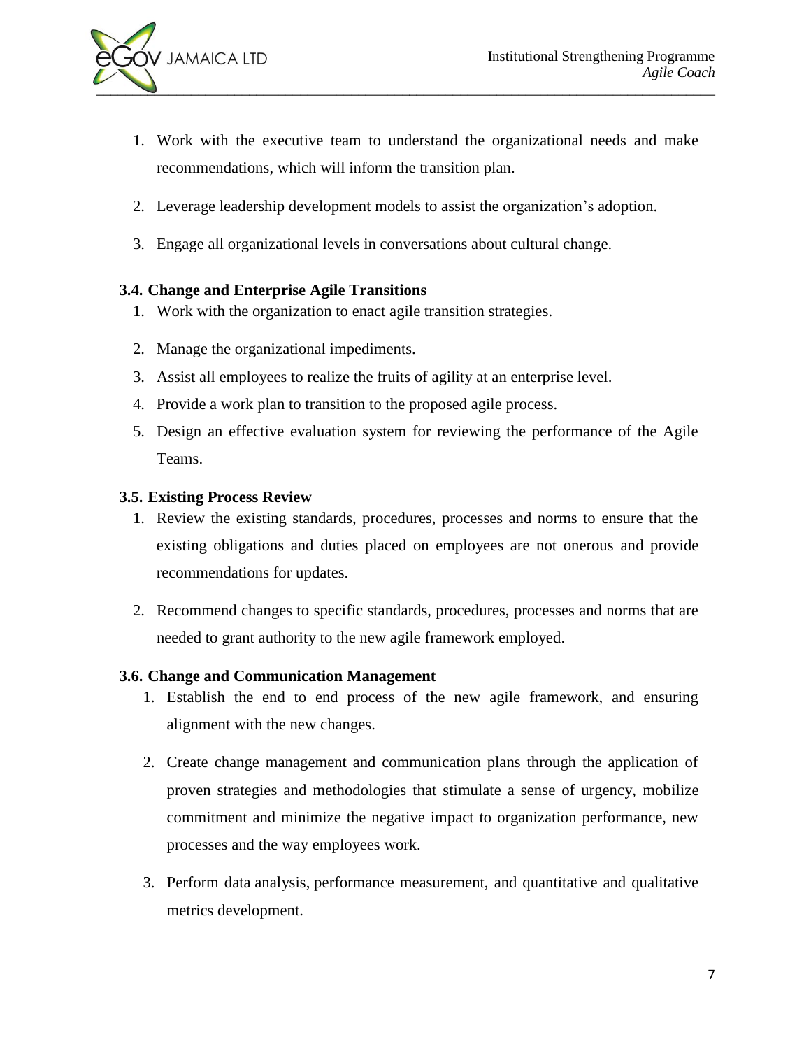1. Work with the executive team to understand the organizational needs and make recommendations, which will inform the transition plan.
2. Leverage leadership development models to assist the organization's adoption.
3. Engage all organizational levels in conversations about cultural change.

### 3.4. Change and Enterprise Agile Transitions

1. Work with the organization to enact agile transition strategies.
2. Manage the organizational impediments.
3. Assist all employees to realize the fruits of agility at an enterprise level.
4. Provide a work plan to transition to the proposed agile process.
5. Design an effective evaluation system for reviewing the performance of the Agile Teams.

### 3.5. Existing Process Review

1. Review the existing standards, procedures, processes and norms to ensure that the existing obligations and duties placed on employees are not onerous and provide recommendations for updates.
2. Recommend changes to specific standards, procedures, processes and norms that are needed to grant authority to the new agile framework employed.

### 3.6. Change and Communication Management

1. Establish the end to end process of the new agile framework, and ensuring alignment with the new changes.
2. Create change management and communication plans through the application of proven strategies and methodologies that stimulate a sense of urgency, mobilize commitment and minimize the negative impact to organization performance, new processes and the way employees work.
3. Perform data analysis, performance measurement, and quantitative and qualitative metrics development.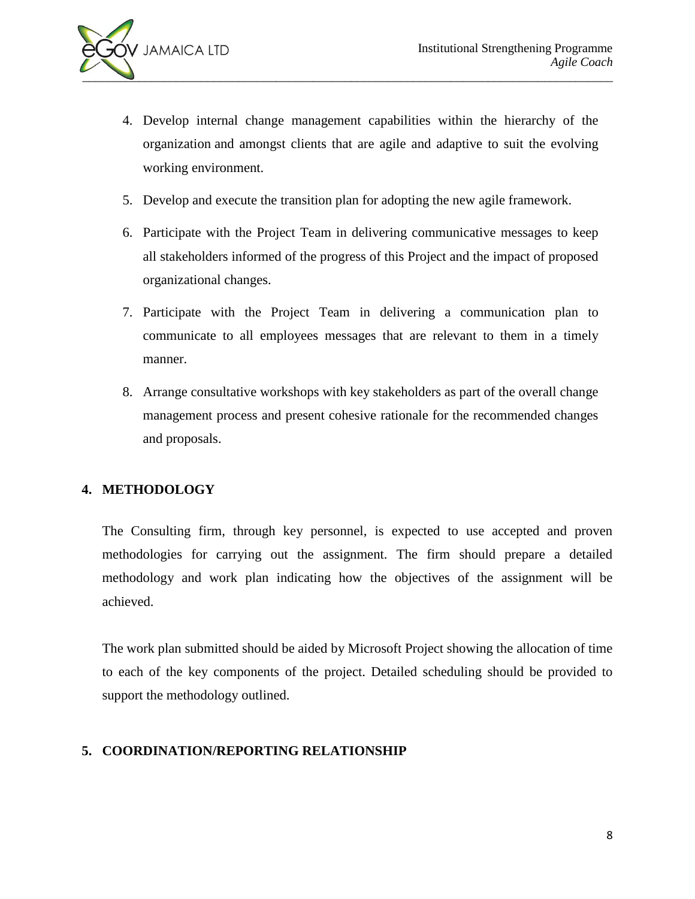4. Develop internal change management capabilities within the hierarchy of the organization and amongst clients that are agile and adaptive to suit the evolving working environment.

5. Develop and execute the transition plan for adopting the new agile framework.

6. Participate with the Project Team in delivering communicative messages to keep all stakeholders informed of the progress of this Project and the impact of proposed organizational changes.

7. Participate with the Project Team in delivering a communication plan to communicate to all employees messages that are relevant to them in a timely manner.

8. Arrange consultative workshops with key stakeholders as part of the overall change management process and present cohesive rationale for the recommended changes and proposals.

## 4. METHODOLOGY

The Consulting firm, through key personnel, is expected to use accepted and proven methodologies for carrying out the assignment. The firm should prepare a detailed methodology and work plan indicating how the objectives of the assignment will be achieved.

The work plan submitted should be aided by Microsoft Project showing the allocation of time to each of the key components of the project. Detailed scheduling should be provided to support the methodology outlined.

## 5. COORDINATION/REPORTING RELATIONSHIP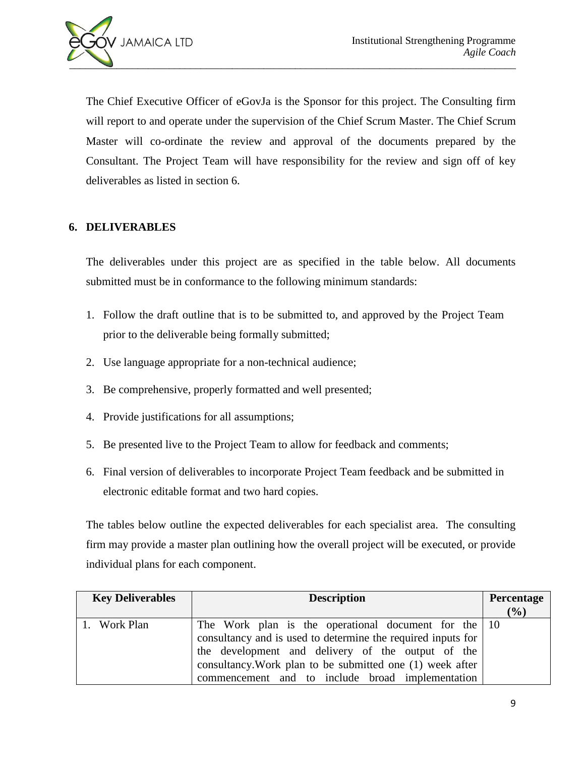The Chief Executive Officer of eGovJa is the Sponsor for this project. The Consulting firm will report to and operate under the supervision of the Chief Scrum Master. The Chief Scrum Master will co-ordinate the review and approval of the documents prepared by the Consultant. The Project Team will have responsibility for the review and sign off of key deliverables as listed in section 6.

## 6. DELIVERABLES

The deliverables under this project are as specified in the table below. All documents submitted must be in conformance to the following minimum standards:

1. Follow the draft outline that is to be submitted to, and approved by the Project Team prior to the deliverable being formally submitted;
2. Use language appropriate for a non-technical audience;
3. Be comprehensive, properly formatted and well presented;
4. Provide justifications for all assumptions;
5. Be presented live to the Project Team to allow for feedback and comments;
6. Final version of deliverables to incorporate Project Team feedback and be submitted in electronic editable format and two hard copies.

The tables below outline the expected deliverables for each specialist area. The consulting firm may provide a master plan outlining how the overall project will be executed, or provide individual plans for each component.

| Key Deliverables | Description | Percentage (%) |
|---|---|---|
| 1. Work Plan | The Work plan is the operational document for the consultancy and is used to determine the required inputs for the development and delivery of the output of the consultancy.Work plan to be submitted one (1) week after commencement and to include broad implementation | 10 |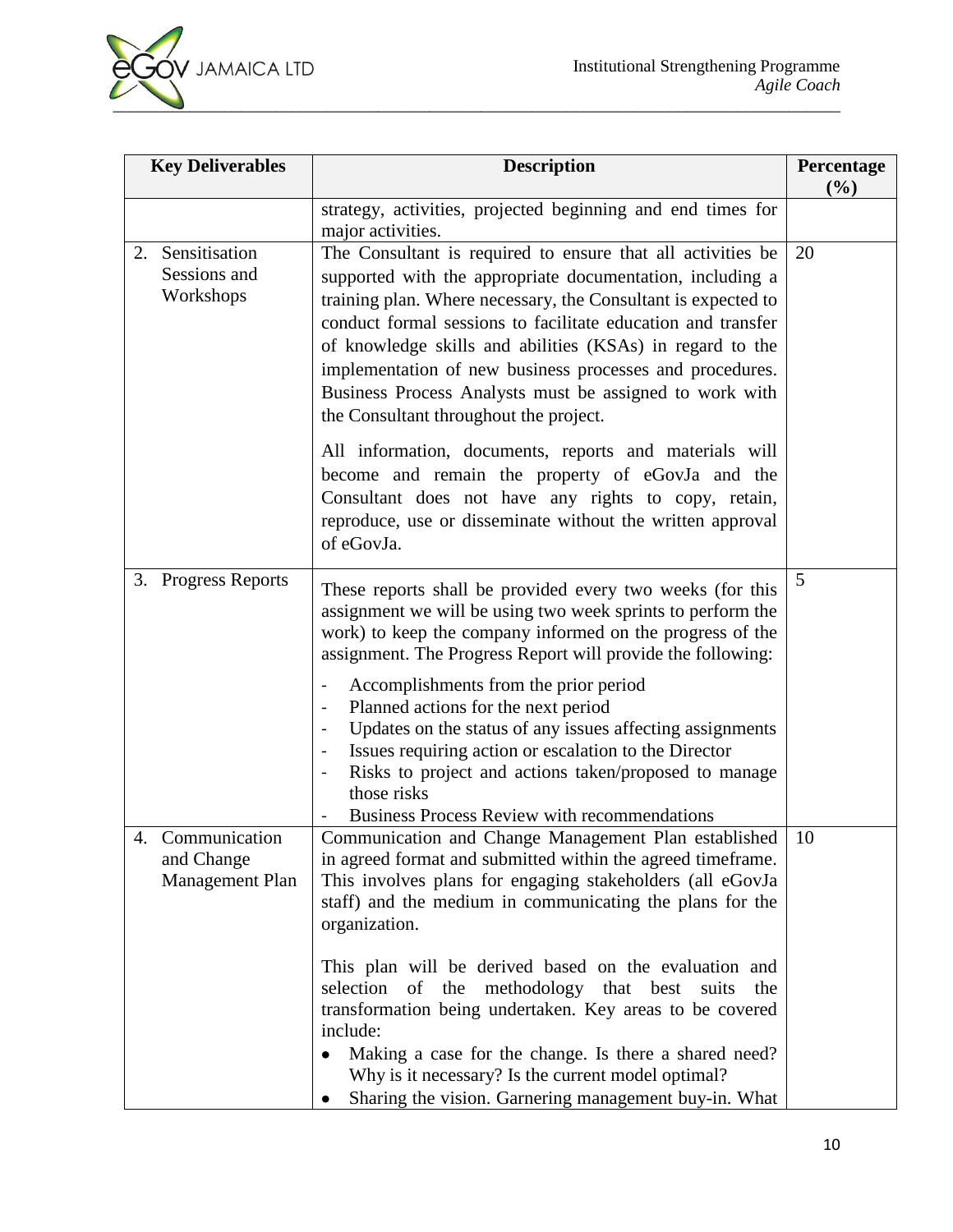| Key Deliverables | Description | Percentage (%) |
| --- | --- | --- |
| | strategy, activities, projected beginning and end times for major activities. | |
| 2. Sensitisation Sessions and Workshops | The Consultant is required to ensure that all activities be supported with the appropriate documentation, including a training plan. Where necessary, the Consultant is expected to conduct formal sessions to facilitate education and transfer of knowledge skills and abilities (KSAs) in regard to the implementation of new business processes and procedures. Business Process Analysts must be assigned to work with the Consultant throughout the project.<br><br>All information, documents, reports and materials will become and remain the property of eGovJa and the Consultant does not have any rights to copy, retain, reproduce, use or disseminate without the written approval of eGovJa. | 20 |
| 3. Progress Reports | These reports shall be provided every two weeks (for this assignment we will be using two week sprints to perform the work) to keep the company informed on the progress of the assignment. The Progress Report will provide the following:<br><br>- Accomplishments from the prior period<br>- Planned actions for the next period<br>- Updates on the status of any issues affecting assignments<br>- Issues requiring action or escalation to the Director<br>- Risks to project and actions taken/proposed to manage those risks<br>- Business Process Review with recommendations | 5 |
| 4. Communication and Change Management Plan | Communication and Change Management Plan established in agreed format and submitted within the agreed timeframe. This involves plans for engaging stakeholders (all eGovJa staff) and the medium in communicating the plans for the organization.<br><br>This plan will be derived based on the evaluation and selection of the methodology that best suits the transformation being undertaken. Key areas to be covered include:<br><br>• Making a case for the change. Is there a shared need? Why is it necessary? Is the current model optimal?<br>• Sharing the vision. Garnering management buy-in. What | 10 |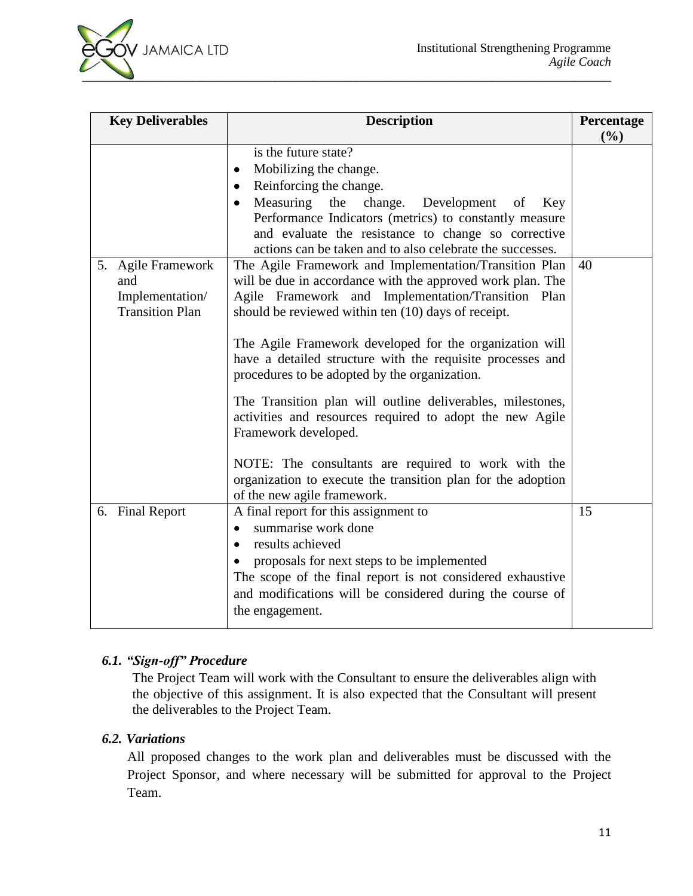| Key Deliverables | Description | Percentage (%) |
|---|---|---|
| | is the future state?<br>• Mobilizing the change.<br>• Reinforcing the change.<br>• Measuring the change. Development of Key Performance Indicators (metrics) to constantly measure and evaluate the resistance to change so corrective actions can be taken and to also celebrate the successes. | |
| 5. Agile Framework and Implementation/ Transition Plan | The Agile Framework and Implementation/Transition Plan will be due in accordance with the approved work plan. The Agile Framework and Implementation/Transition Plan should be reviewed within ten (10) days of receipt.<br><br>The Agile Framework developed for the organization will have a detailed structure with the requisite processes and procedures to be adopted by the organization.<br><br>The Transition plan will outline deliverables, milestones, activities and resources required to adopt the new Agile Framework developed.<br><br>NOTE: The consultants are required to work with the organization to execute the transition plan for the adoption of the new agile framework. | 40 |
| 6. Final Report | A final report for this assignment to<br>• summarise work done<br>• results achieved<br>• proposals for next steps to be implemented<br>The scope of the final report is not considered exhaustive and modifications will be considered during the course of the engagement. | 15 |

### *6.1. "Sign-off" Procedure*

The Project Team will work with the Consultant to ensure the deliverables align with the objective of this assignment. It is also expected that the Consultant will present the deliverables to the Project Team.

### *6.2. Variations*

All proposed changes to the work plan and deliverables must be discussed with the Project Sponsor, and where necessary will be submitted for approval to the Project Team.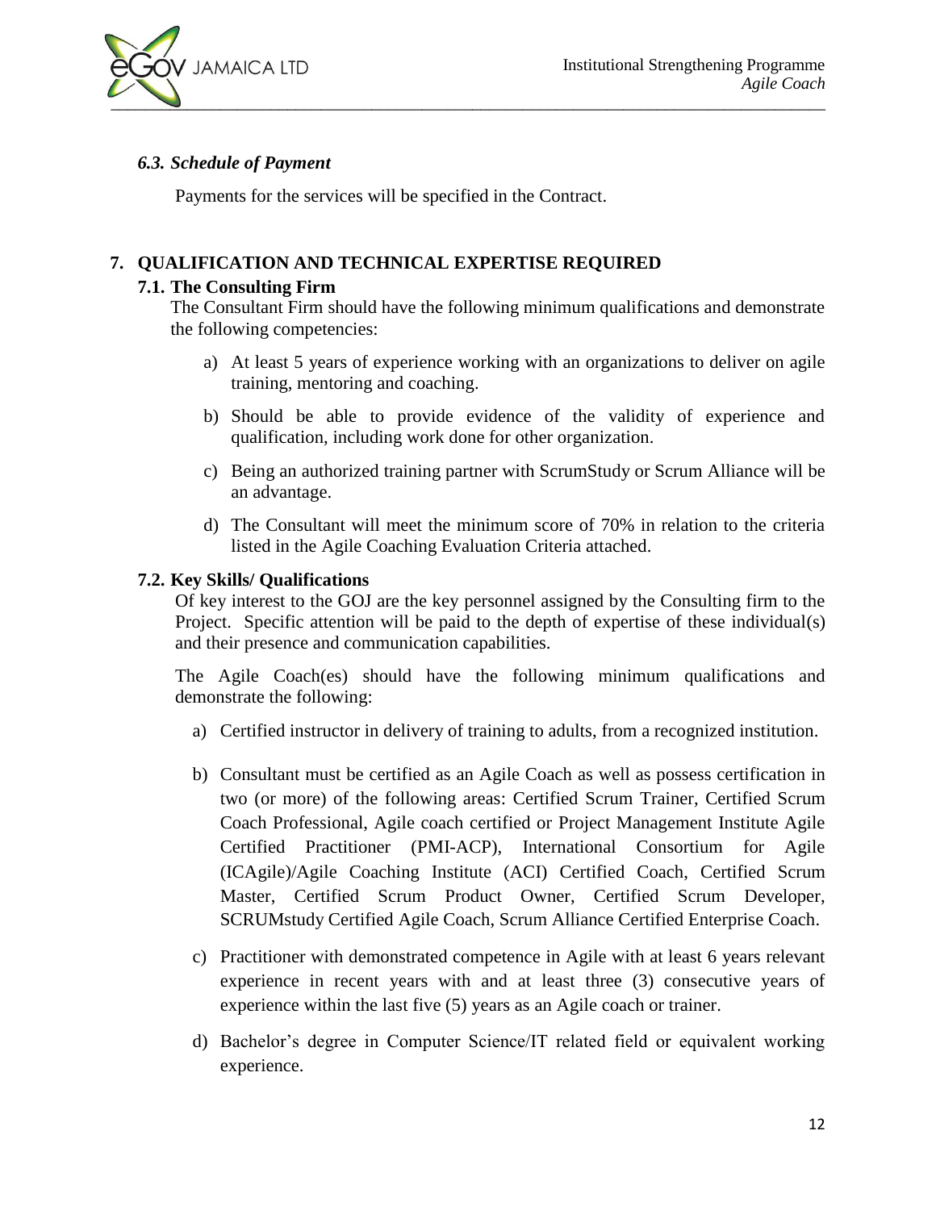### *6.3. Schedule of Payment*

Payments for the services will be specified in the Contract.

## 7. QUALIFICATION AND TECHNICAL EXPERTISE REQUIRED

### 7.1. The Consulting Firm

The Consultant Firm should have the following minimum qualifications and demonstrate the following competencies:

a) At least 5 years of experience working with an organizations to deliver on agile training, mentoring and coaching.

b) Should be able to provide evidence of the validity of experience and qualification, including work done for other organization.

c) Being an authorized training partner with ScrumStudy or Scrum Alliance will be an advantage.

d) The Consultant will meet the minimum score of 70% in relation to the criteria listed in the Agile Coaching Evaluation Criteria attached.

### 7.2. Key Skills/ Qualifications

Of key interest to the GOJ are the key personnel assigned by the Consulting firm to the Project. Specific attention will be paid to the depth of expertise of these individual(s) and their presence and communication capabilities.

The Agile Coach(es) should have the following minimum qualifications and demonstrate the following:

a) Certified instructor in delivery of training to adults, from a recognized institution.

b) Consultant must be certified as an Agile Coach as well as possess certification in two (or more) of the following areas: Certified Scrum Trainer, Certified Scrum Coach Professional, Agile coach certified or Project Management Institute Agile Certified Practitioner (PMI-ACP), International Consortium for Agile (ICAgile)/Agile Coaching Institute (ACI) Certified Coach, Certified Scrum Master, Certified Scrum Product Owner, Certified Scrum Developer, SCRUMstudy Certified Agile Coach, Scrum Alliance Certified Enterprise Coach.

c) Practitioner with demonstrated competence in Agile with at least 6 years relevant experience in recent years with and at least three (3) consecutive years of experience within the last five (5) years as an Agile coach or trainer.

d) Bachelor's degree in Computer Science/IT related field or equivalent working experience.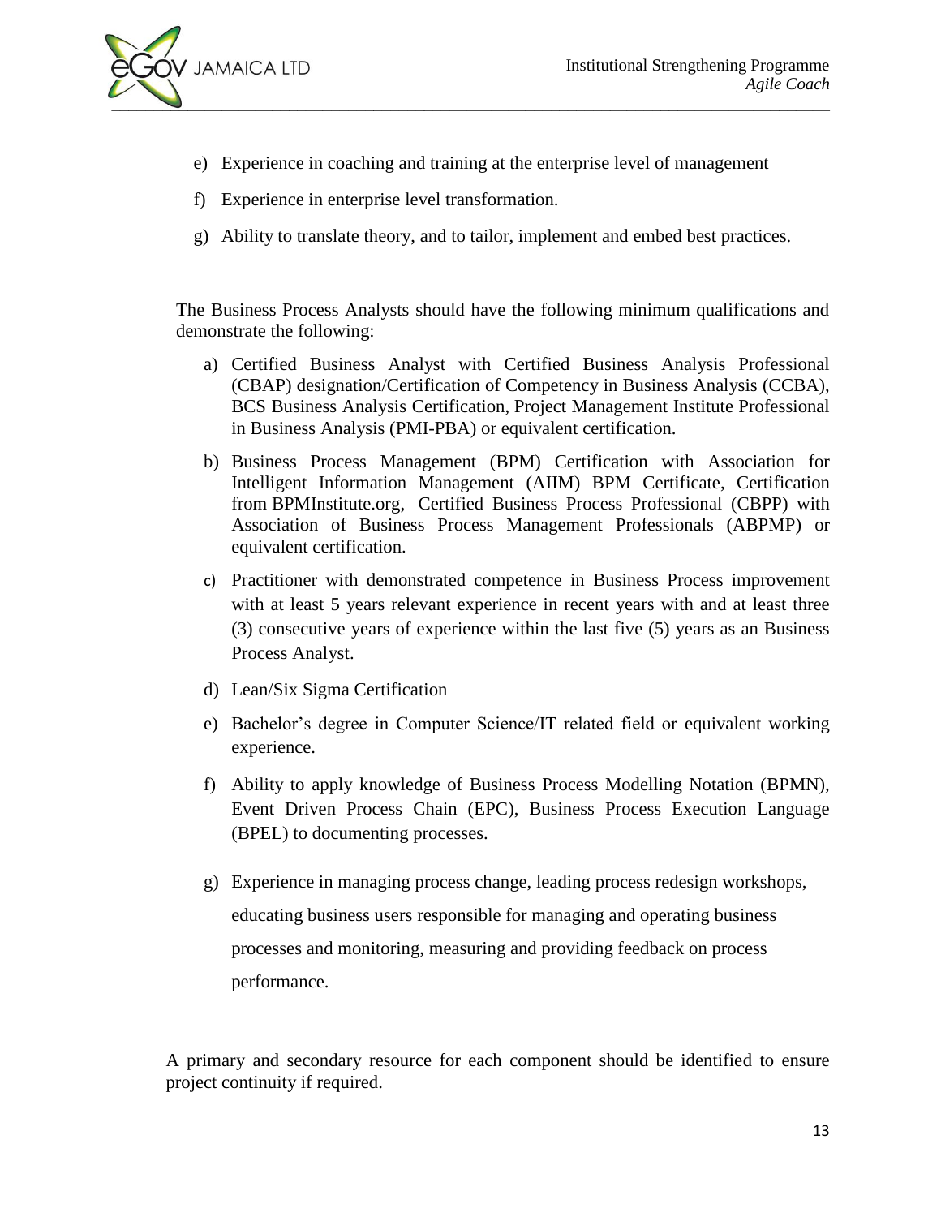e) Experience in coaching and training at the enterprise level of management

f) Experience in enterprise level transformation.

g) Ability to translate theory, and to tailor, implement and embed best practices.

The Business Process Analysts should have the following minimum qualifications and demonstrate the following:

a) Certified Business Analyst with Certified Business Analysis Professional (CBAP) designation/Certification of Competency in Business Analysis (CCBA), BCS Business Analysis Certification, Project Management Institute Professional in Business Analysis (PMI-PBA) or equivalent certification.

b) Business Process Management (BPM) Certification with Association for Intelligent Information Management (AIIM) BPM Certificate, Certification from BPMInstitute.org, Certified Business Process Professional (CBPP) with Association of Business Process Management Professionals (ABPMP) or equivalent certification.

c) Practitioner with demonstrated competence in Business Process improvement with at least 5 years relevant experience in recent years with and at least three (3) consecutive years of experience within the last five (5) years as an Business Process Analyst.

d) Lean/Six Sigma Certification

e) Bachelor's degree in Computer Science/IT related field or equivalent working experience.

f) Ability to apply knowledge of Business Process Modelling Notation (BPMN), Event Driven Process Chain (EPC), Business Process Execution Language (BPEL) to documenting processes.

g) Experience in managing process change, leading process redesign workshops, educating business users responsible for managing and operating business processes and monitoring, measuring and providing feedback on process performance.

A primary and secondary resource for each component should be identified to ensure project continuity if required.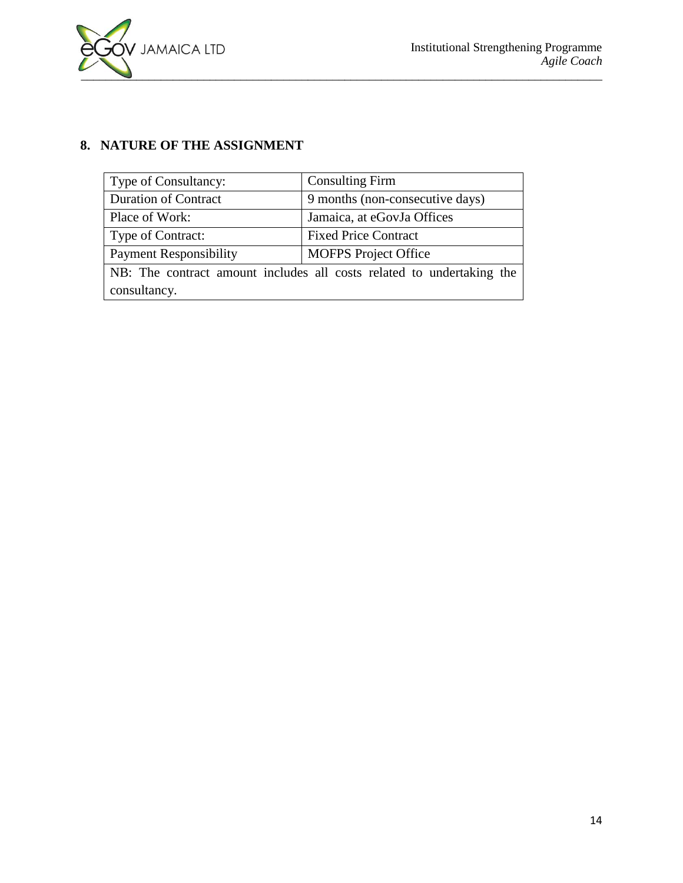## 8. NATURE OF THE ASSIGNMENT

| | |
|---|---|
| Type of Consultancy: | Consulting Firm |
| Duration of Contract | 9 months (non-consecutive days) |
| Place of Work: | Jamaica, at eGovJa Offices |
| Type of Contract: | Fixed Price Contract |
| Payment Responsibility | MOFPS Project Office |
| NB: The contract amount includes all costs related to undertaking the consultancy. | |